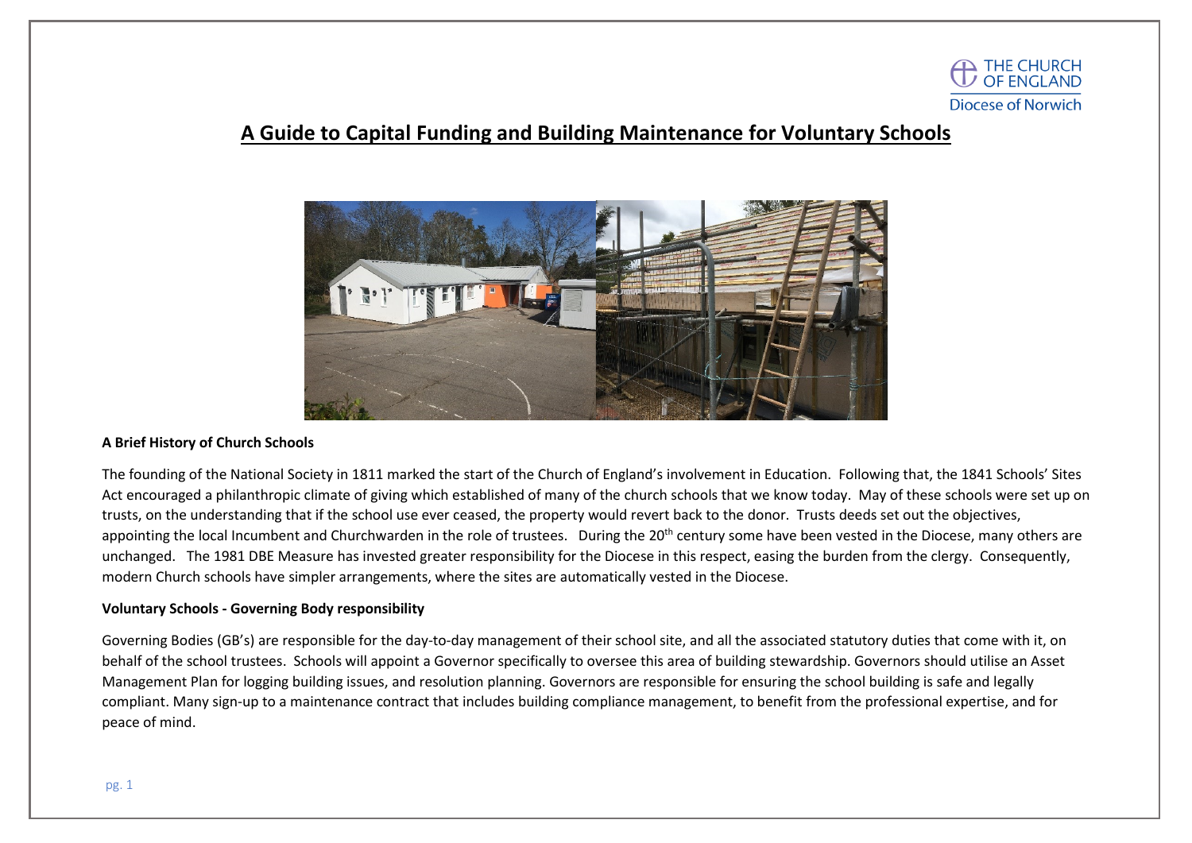THE CHURCH OF ENGLAND
Diocese of Norwich

# A Guide to Capital Funding and Building Maintenance for Voluntary Schools

### A Brief History of Church Schools

The founding of the National Society in 1811 marked the start of the Church of England's involvement in Education. Following that, the 1841 Schools' Sites Act encouraged a philanthropic climate of giving which established of many of the church schools that we know today. May of these schools were set up on trusts, on the understanding that if the school use ever ceased, the property would revert back to the donor. Trusts deeds set out the objectives, appointing the local Incumbent and Churchwarden in the role of trustees. During the 20th century some have been vested in the Diocese, many others are unchanged. The 1981 DBE Measure has invested greater responsibility for the Diocese in this respect, easing the burden from the clergy. Consequently, modern Church schools have simpler arrangements, where the sites are automatically vested in the Diocese.

### Voluntary Schools - Governing Body responsibility

Governing Bodies (GB's) are responsible for the day-to-day management of their school site, and all the associated statutory duties that come with it, on behalf of the school trustees. Schools will appoint a Governor specifically to oversee this area of building stewardship. Governors should utilise an Asset Management Plan for logging building issues, and resolution planning. Governors are responsible for ensuring the school building is safe and legally compliant. Many sign-up to a maintenance contract that includes building compliance management, to benefit from the professional expertise, and for peace of mind.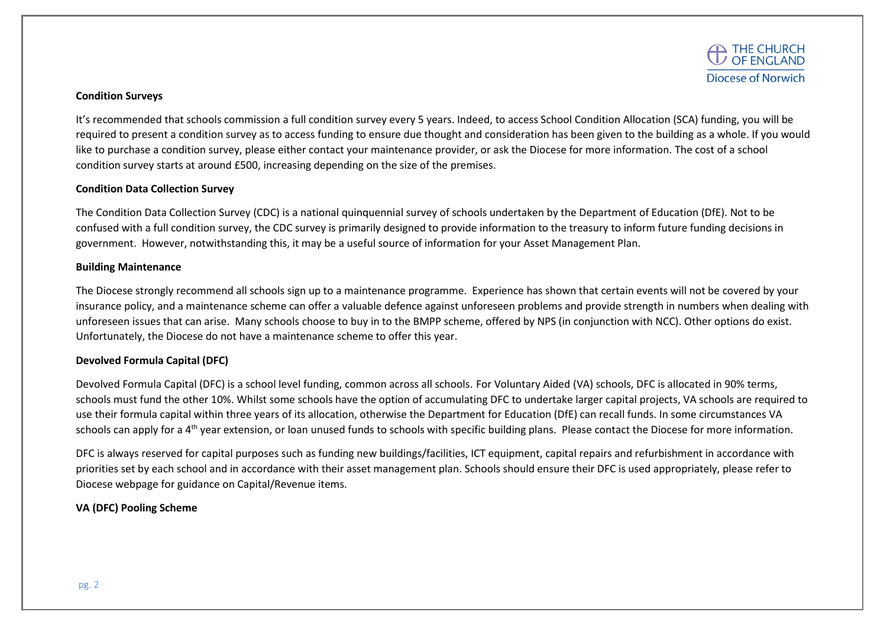**Condition Surveys**

It's recommended that schools commission a full condition survey every 5 years. Indeed, to access School Condition Allocation (SCA) funding, you will be required to present a condition survey as to access funding to ensure due thought and consideration has been given to the building as a whole. If you would like to purchase a condition survey, please either contact your maintenance provider, or ask the Diocese for more information. The cost of a school condition survey starts at around £500, increasing depending on the size of the premises.

**Condition Data Collection Survey**

The Condition Data Collection Survey (CDC) is a national quinquennial survey of schools undertaken by the Department of Education (DfE). Not to be confused with a full condition survey, the CDC survey is primarily designed to provide information to the treasury to inform future funding decisions in government. However, notwithstanding this, it may be a useful source of information for your Asset Management Plan.

**Building Maintenance**

The Diocese strongly recommend all schools sign up to a maintenance programme. Experience has shown that certain events will not be covered by your insurance policy, and a maintenance scheme can offer a valuable defence against unforeseen problems and provide strength in numbers when dealing with unforeseen issues that can arise. Many schools choose to buy in to the BMPP scheme, offered by NPS (in conjunction with NCC). Other options do exist. Unfortunately, the Diocese do not have a maintenance scheme to offer this year.

**Devolved Formula Capital (DFC)**

Devolved Formula Capital (DFC) is a school level funding, common across all schools. For Voluntary Aided (VA) schools, DFC is allocated in 90% terms, schools must fund the other 10%. Whilst some schools have the option of accumulating DFC to undertake larger capital projects, VA schools are required to use their formula capital within three years of its allocation, otherwise the Department for Education (DfE) can recall funds. In some circumstances VA schools can apply for a 4th year extension, or loan unused funds to schools with specific building plans. Please contact the Diocese for more information.

DFC is always reserved for capital purposes such as funding new buildings/facilities, ICT equipment, capital repairs and refurbishment in accordance with priorities set by each school and in accordance with their asset management plan. Schools should ensure their DFC is used appropriately, please refer to Diocese webpage for guidance on Capital/Revenue items.

**VA (DFC) Pooling Scheme**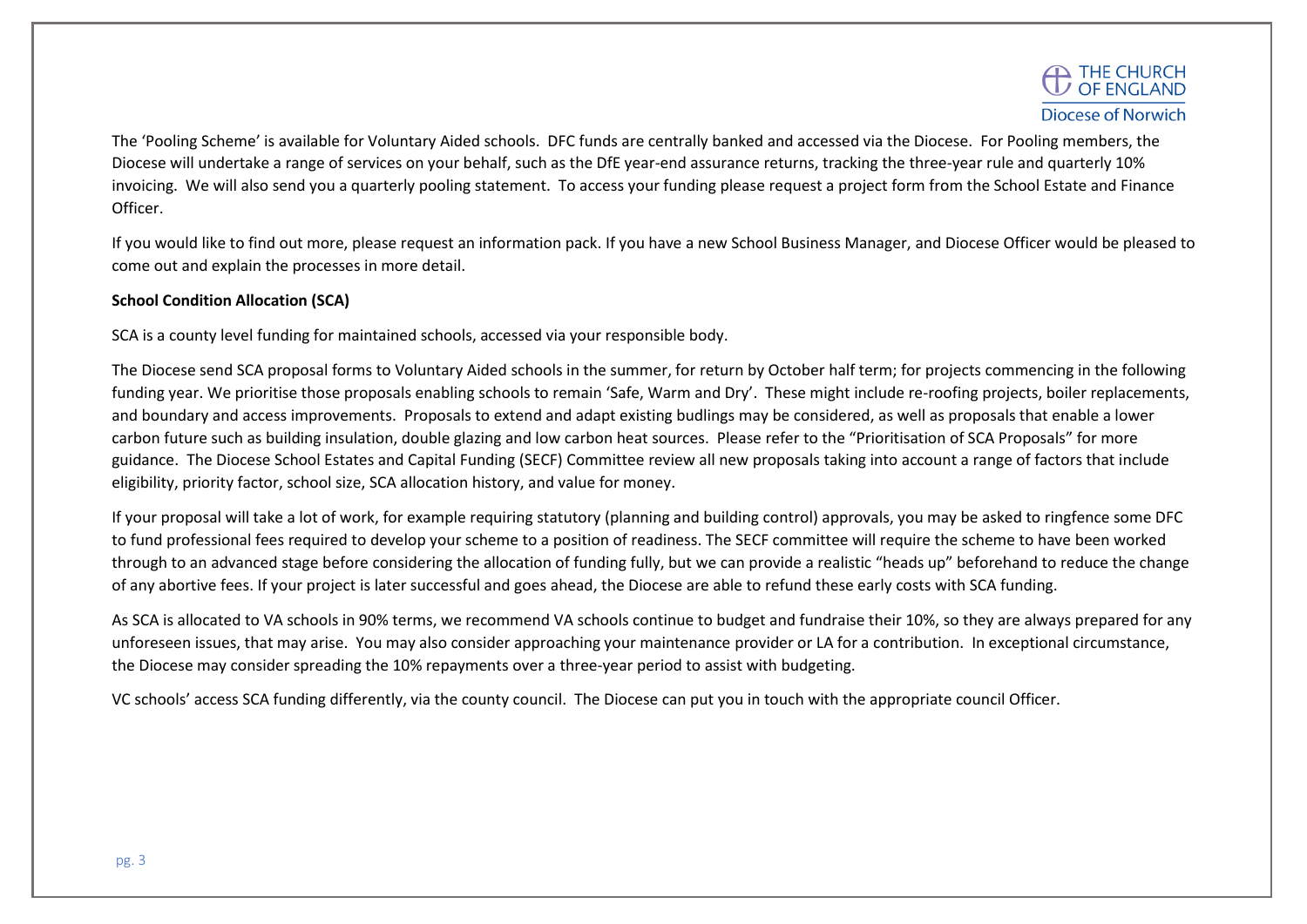The 'Pooling Scheme' is available for Voluntary Aided schools. DFC funds are centrally banked and accessed via the Diocese. For Pooling members, the Diocese will undertake a range of services on your behalf, such as the DfE year-end assurance returns, tracking the three-year rule and quarterly 10% invoicing. We will also send you a quarterly pooling statement. To access your funding please request a project form from the School Estate and Finance Officer.

If you would like to find out more, please request an information pack. If you have a new School Business Manager, and Diocese Officer would be pleased to come out and explain the processes in more detail.

**School Condition Allocation (SCA)**

SCA is a county level funding for maintained schools, accessed via your responsible body.

The Diocese send SCA proposal forms to Voluntary Aided schools in the summer, for return by October half term; for projects commencing in the following funding year. We prioritise those proposals enabling schools to remain 'Safe, Warm and Dry'. These might include re-roofing projects, boiler replacements, and boundary and access improvements. Proposals to extend and adapt existing budlings may be considered, as well as proposals that enable a lower carbon future such as building insulation, double glazing and low carbon heat sources. Please refer to the "Prioritisation of SCA Proposals" for more guidance. The Diocese School Estates and Capital Funding (SECF) Committee review all new proposals taking into account a range of factors that include eligibility, priority factor, school size, SCA allocation history, and value for money.

If your proposal will take a lot of work, for example requiring statutory (planning and building control) approvals, you may be asked to ringfence some DFC to fund professional fees required to develop your scheme to a position of readiness. The SECF committee will require the scheme to have been worked through to an advanced stage before considering the allocation of funding fully, but we can provide a realistic "heads up" beforehand to reduce the change of any abortive fees. If your project is later successful and goes ahead, the Diocese are able to refund these early costs with SCA funding.

As SCA is allocated to VA schools in 90% terms, we recommend VA schools continue to budget and fundraise their 10%, so they are always prepared for any unforeseen issues, that may arise. You may also consider approaching your maintenance provider or LA for a contribution. In exceptional circumstance, the Diocese may consider spreading the 10% repayments over a three-year period to assist with budgeting.

VC schools' access SCA funding differently, via the county council. The Diocese can put you in touch with the appropriate council Officer.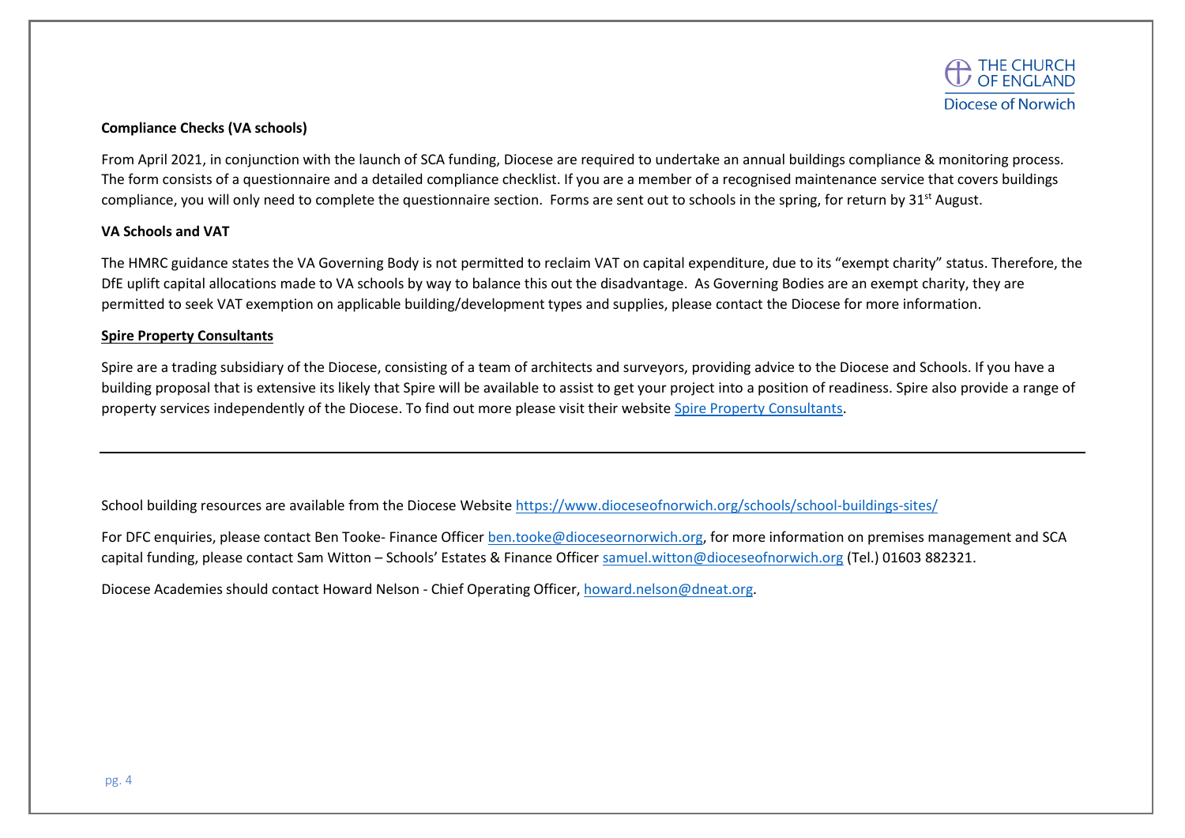**Compliance Checks (VA schools)**

From April 2021, in conjunction with the launch of SCA funding, Diocese are required to undertake an annual buildings compliance & monitoring process. The form consists of a questionnaire and a detailed compliance checklist. If you are a member of a recognised maintenance service that covers buildings compliance, you will only need to complete the questionnaire section. Forms are sent out to schools in the spring, for return by 31st August.

**VA Schools and VAT**

The HMRC guidance states the VA Governing Body is not permitted to reclaim VAT on capital expenditure, due to its "exempt charity" status. Therefore, the DfE uplift capital allocations made to VA schools by way to balance this out the disadvantage. As Governing Bodies are an exempt charity, they are permitted to seek VAT exemption on applicable building/development types and supplies, please contact the Diocese for more information.

**Spire Property Consultants**

Spire are a trading subsidiary of the Diocese, consisting of a team of architects and surveyors, providing advice to the Diocese and Schools. If you have a building proposal that is extensive its likely that Spire will be available to assist to get your project into a position of readiness. Spire also provide a range of property services independently of the Diocese. To find out more please visit their website Spire Property Consultants.

---

School building resources are available from the Diocese Website https://www.dioceseofnorwich.org/schools/school-buildings-sites/

For DFC enquiries, please contact Ben Tooke- Finance Officer ben.tooke@dioceseornorwich.org, for more information on premises management and SCA capital funding, please contact Sam Witton – Schools' Estates & Finance Officer samuel.witton@dioceseofnorwich.org (Tel.) 01603 882321.

Diocese Academies should contact Howard Nelson - Chief Operating Officer, howard.nelson@dneat.org.